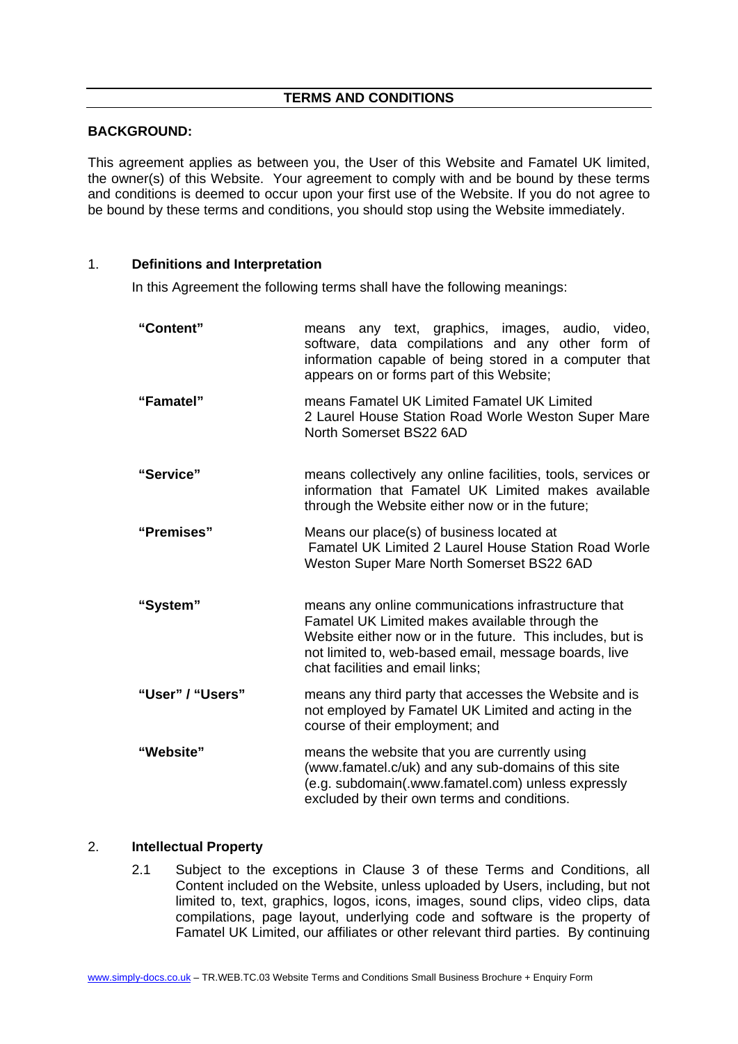# TERMS AND CONDITIONS

**BACKGROUND:**

This agreement applies as between you, the User of this Website and Famatel UK limited, the owner(s) of this Website. Your agreement to comply with and be bound by these terms and conditions is deemed to occur upon your first use of the Website. If you do not agree to be bound by these terms and conditions, you should stop using the Website immediately.

## 1. Definitions and Interpretation

In this Agreement the following terms shall have the following meanings:

| | |
|---|---|
| **"Content"** | means any text, graphics, images, audio, video, software, data compilations and any other form of information capable of being stored in a computer that appears on or forms part of this Website; |
| **"Famatel"** | means Famatel UK Limited Famatel UK Limited 2 Laurel House Station Road Worle Weston Super Mare North Somerset BS22 6AD |
| **"Service"** | means collectively any online facilities, tools, services or information that Famatel UK Limited makes available through the Website either now or in the future; |
| **"Premises"** | Means our place(s) of business located at Famatel UK Limited 2 Laurel House Station Road Worle Weston Super Mare North Somerset BS22 6AD |
| **"System"** | means any online communications infrastructure that Famatel UK Limited makes available through the Website either now or in the future. This includes, but is not limited to, web-based email, message boards, live chat facilities and email links; |
| **"User" / "Users"** | means any third party that accesses the Website and is not employed by Famatel UK Limited and acting in the course of their employment; and |
| **"Website"** | means the website that you are currently using (www.famatel.c/uk) and any sub-domains of this site (e.g. subdomain(.www.famatel.com) unless expressly excluded by their own terms and conditions. |

## 2. Intellectual Property

2.1 Subject to the exceptions in Clause 3 of these Terms and Conditions, all Content included on the Website, unless uploaded by Users, including, but not limited to, text, graphics, logos, icons, images, sound clips, video clips, data compilations, page layout, underlying code and software is the property of Famatel UK Limited, our affiliates or other relevant third parties. By continuing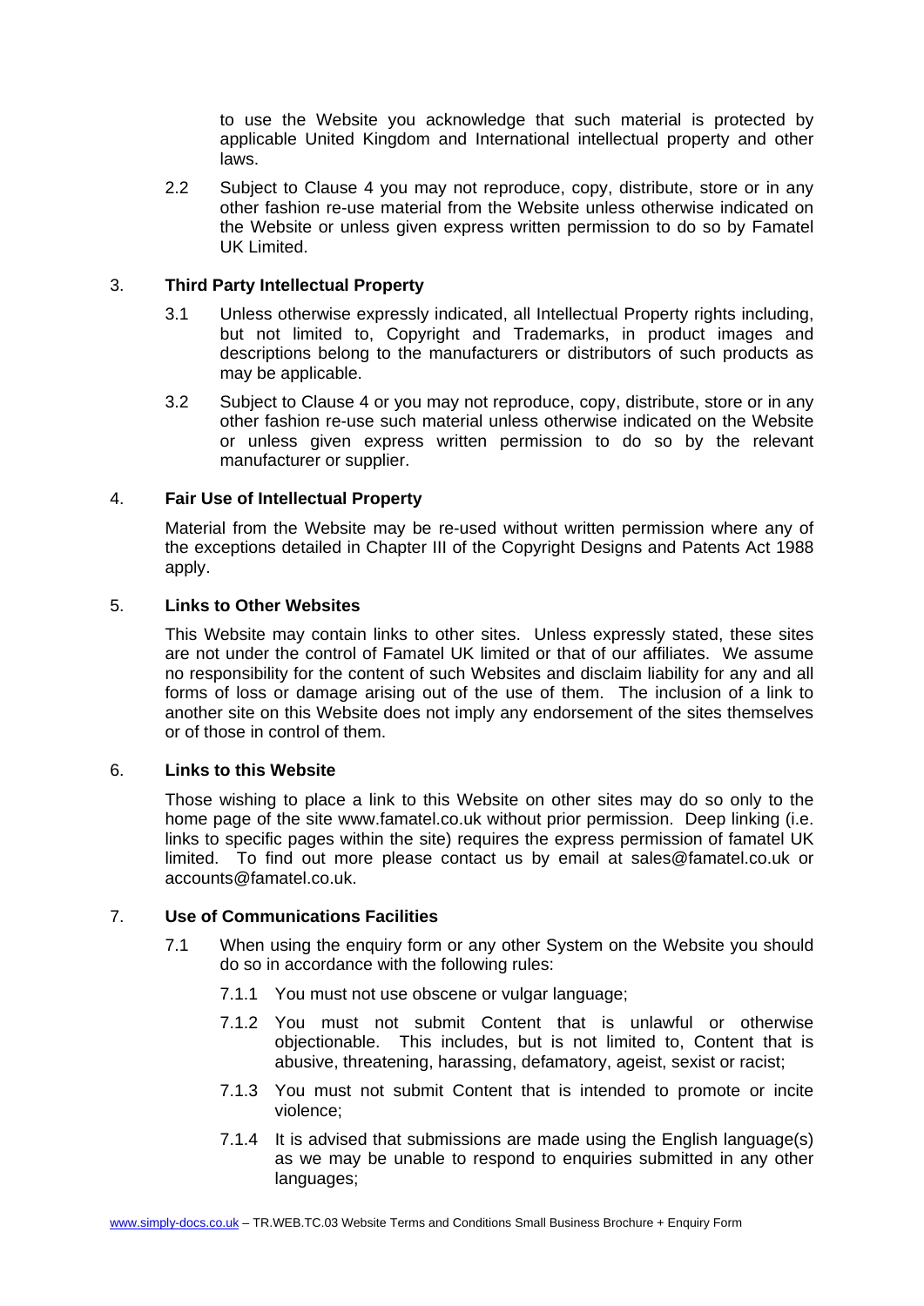to use the Website you acknowledge that such material is protected by applicable United Kingdom and International intellectual property and other laws.

2.2 Subject to Clause 4 you may not reproduce, copy, distribute, store or in any other fashion re-use material from the Website unless otherwise indicated on the Website or unless given express written permission to do so by Famatel UK Limited.

## 3. Third Party Intellectual Property

3.1 Unless otherwise expressly indicated, all Intellectual Property rights including, but not limited to, Copyright and Trademarks, in product images and descriptions belong to the manufacturers or distributors of such products as may be applicable.

3.2 Subject to Clause 4 or you may not reproduce, copy, distribute, store or in any other fashion re-use such material unless otherwise indicated on the Website or unless given express written permission to do so by the relevant manufacturer or supplier.

## 4. Fair Use of Intellectual Property

Material from the Website may be re-used without written permission where any of the exceptions detailed in Chapter III of the Copyright Designs and Patents Act 1988 apply.

## 5. Links to Other Websites

This Website may contain links to other sites. Unless expressly stated, these sites are not under the control of Famatel UK limited or that of our affiliates. We assume no responsibility for the content of such Websites and disclaim liability for any and all forms of loss or damage arising out of the use of them. The inclusion of a link to another site on this Website does not imply any endorsement of the sites themselves or of those in control of them.

## 6. Links to this Website

Those wishing to place a link to this Website on other sites may do so only to the home page of the site www.famatel.co.uk without prior permission. Deep linking (i.e. links to specific pages within the site) requires the express permission of famatel UK limited. To find out more please contact us by email at sales@famatel.co.uk or accounts@famatel.co.uk.

## 7. Use of Communications Facilities

7.1 When using the enquiry form or any other System on the Website you should do so in accordance with the following rules:

7.1.1 You must not use obscene or vulgar language;

7.1.2 You must not submit Content that is unlawful or otherwise objectionable. This includes, but is not limited to, Content that is abusive, threatening, harassing, defamatory, ageist, sexist or racist;

7.1.3 You must not submit Content that is intended to promote or incite violence;

7.1.4 It is advised that submissions are made using the English language(s) as we may be unable to respond to enquiries submitted in any other languages;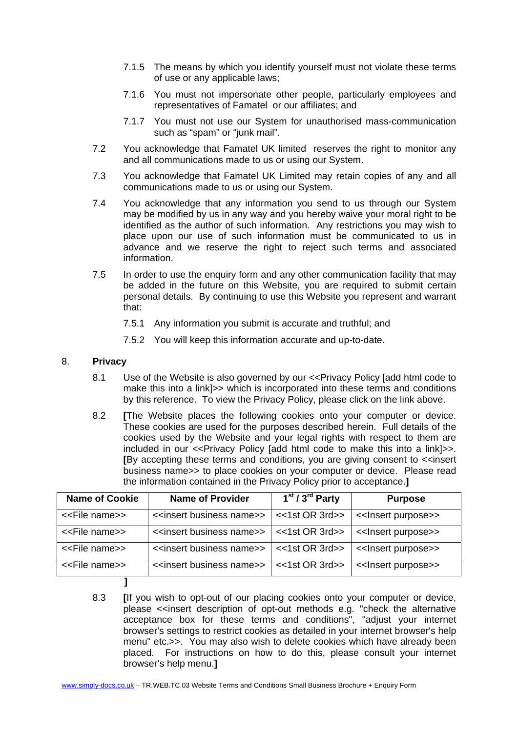7.1.5 The means by which you identify yourself must not violate these terms of use or any applicable laws;

7.1.6 You must not impersonate other people, particularly employees and representatives of Famatel or our affiliates; and

7.1.7 You must not use our System for unauthorised mass-communication such as "spam" or "junk mail".

7.2 You acknowledge that Famatel UK limited reserves the right to monitor any and all communications made to us or using our System.

7.3 You acknowledge that Famatel UK Limited may retain copies of any and all communications made to us or using our System.

7.4 You acknowledge that any information you send to us through our System may be modified by us in any way and you hereby waive your moral right to be identified as the author of such information. Any restrictions you may wish to place upon our use of such information must be communicated to us in advance and we reserve the right to reject such terms and associated information.

7.5 In order to use the enquiry form and any other communication facility that may be added in the future on this Website, you are required to submit certain personal details. By continuing to use this Website you represent and warrant that:

7.5.1 Any information you submit is accurate and truthful; and

7.5.2 You will keep this information accurate and up-to-date.

## 8. Privacy

8.1 Use of the Website is also governed by our <<Privacy Policy [add html code to make this into a link]>> which is incorporated into these terms and conditions by this reference. To view the Privacy Policy, please click on the link above.

8.2 **[**The Website places the following cookies onto your computer or device. These cookies are used for the purposes described herein. Full details of the cookies used by the Website and your legal rights with respect to them are included in our <<Privacy Policy [add html code to make this into a link]>>. **[**By accepting these terms and conditions, you are giving consent to <<insert business name>> to place cookies on your computer or device. Please read the information contained in the Privacy Policy prior to acceptance.**]**

| Name of Cookie | Name of Provider | 1st / 3rd Party | Purpose |
|---|---|---|---|
| <<File name>> | <<insert business name>> | <<1st OR 3rd>> | <<Insert purpose>> |
| <<File name>> | <<insert business name>> | <<1st OR 3rd>> | <<Insert purpose>> |
| <<File name>> | <<insert business name>> | <<1st OR 3rd>> | <<Insert purpose>> |
| <<File name>> | <<insert business name>> | <<1st OR 3rd>> | <<Insert purpose>> |

**]**

8.3 **[**If you wish to opt-out of our placing cookies onto your computer or device, please <<insert description of opt-out methods e.g. "check the alternative acceptance box for these terms and conditions", "adjust your internet browser's settings to restrict cookies as detailed in your internet browser's help menu" etc.>>. You may also wish to delete cookies which have already been placed. For instructions on how to do this, please consult your internet browser's help menu.**]**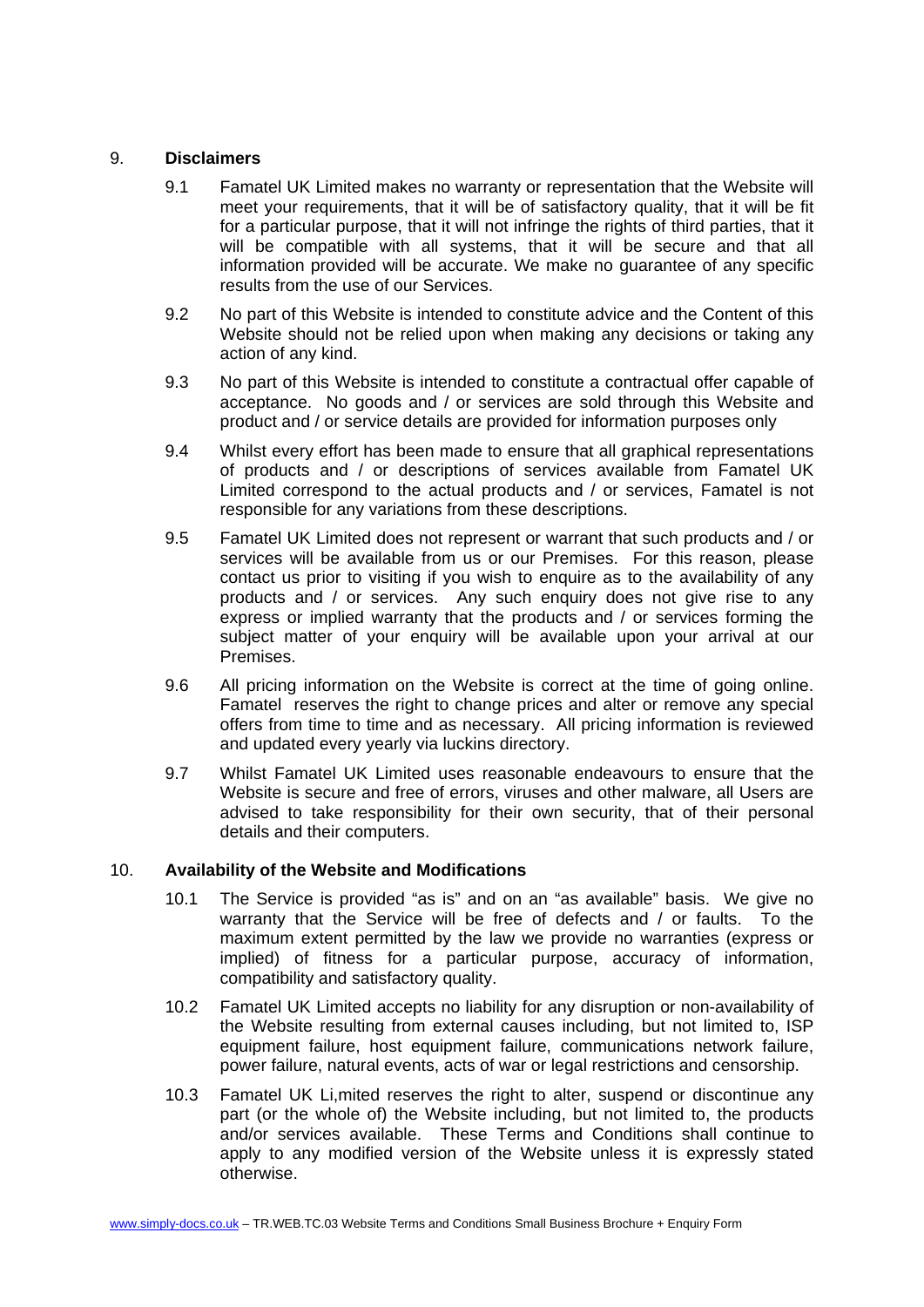## 9. Disclaimers

9.1 Famatel UK Limited makes no warranty or representation that the Website will meet your requirements, that it will be of satisfactory quality, that it will be fit for a particular purpose, that it will not infringe the rights of third parties, that it will be compatible with all systems, that it will be secure and that all information provided will be accurate. We make no guarantee of any specific results from the use of our Services.

9.2 No part of this Website is intended to constitute advice and the Content of this Website should not be relied upon when making any decisions or taking any action of any kind.

9.3 No part of this Website is intended to constitute a contractual offer capable of acceptance. No goods and / or services are sold through this Website and product and / or service details are provided for information purposes only

9.4 Whilst every effort has been made to ensure that all graphical representations of products and / or descriptions of services available from Famatel UK Limited correspond to the actual products and / or services, Famatel is not responsible for any variations from these descriptions.

9.5 Famatel UK Limited does not represent or warrant that such products and / or services will be available from us or our Premises. For this reason, please contact us prior to visiting if you wish to enquire as to the availability of any products and / or services. Any such enquiry does not give rise to any express or implied warranty that the products and / or services forming the subject matter of your enquiry will be available upon your arrival at our Premises.

9.6 All pricing information on the Website is correct at the time of going online. Famatel reserves the right to change prices and alter or remove any special offers from time to time and as necessary. All pricing information is reviewed and updated every yearly via luckins directory.

9.7 Whilst Famatel UK Limited uses reasonable endeavours to ensure that the Website is secure and free of errors, viruses and other malware, all Users are advised to take responsibility for their own security, that of their personal details and their computers.

## 10. Availability of the Website and Modifications

10.1 The Service is provided "as is" and on an "as available" basis. We give no warranty that the Service will be free of defects and / or faults. To the maximum extent permitted by the law we provide no warranties (express or implied) of fitness for a particular purpose, accuracy of information, compatibility and satisfactory quality.

10.2 Famatel UK Limited accepts no liability for any disruption or non-availability of the Website resulting from external causes including, but not limited to, ISP equipment failure, host equipment failure, communications network failure, power failure, natural events, acts of war or legal restrictions and censorship.

10.3 Famatel UK Li,mited reserves the right to alter, suspend or discontinue any part (or the whole of) the Website including, but not limited to, the products and/or services available. These Terms and Conditions shall continue to apply to any modified version of the Website unless it is expressly stated otherwise.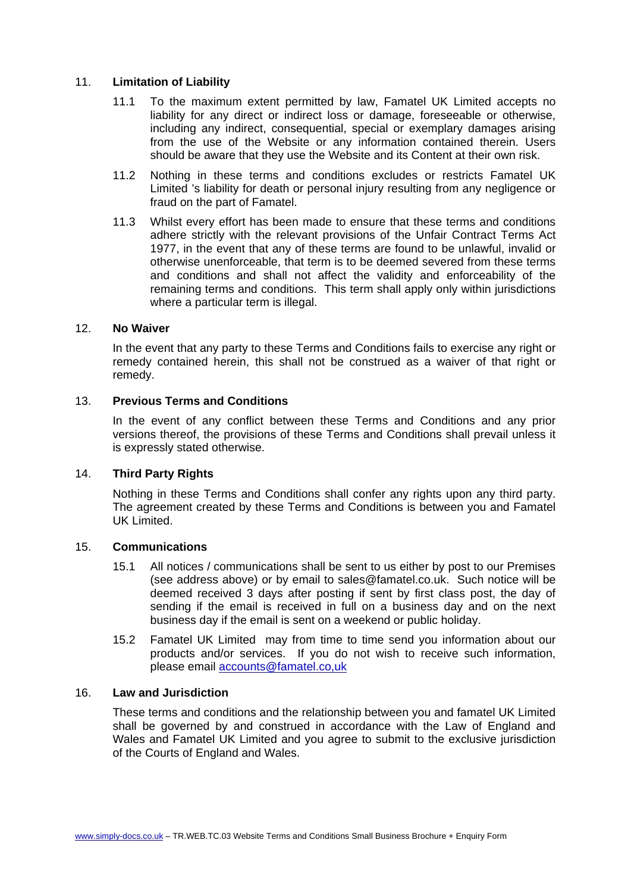## 11. **Limitation of Liability**

11.1 To the maximum extent permitted by law, Famatel UK Limited accepts no liability for any direct or indirect loss or damage, foreseeable or otherwise, including any indirect, consequential, special or exemplary damages arising from the use of the Website or any information contained therein. Users should be aware that they use the Website and its Content at their own risk.

11.2 Nothing in these terms and conditions excludes or restricts Famatel UK Limited 's liability for death or personal injury resulting from any negligence or fraud on the part of Famatel.

11.3 Whilst every effort has been made to ensure that these terms and conditions adhere strictly with the relevant provisions of the Unfair Contract Terms Act 1977, in the event that any of these terms are found to be unlawful, invalid or otherwise unenforceable, that term is to be deemed severed from these terms and conditions and shall not affect the validity and enforceability of the remaining terms and conditions. This term shall apply only within jurisdictions where a particular term is illegal.

## 12. **No Waiver**

In the event that any party to these Terms and Conditions fails to exercise any right or remedy contained herein, this shall not be construed as a waiver of that right or remedy.

## 13. **Previous Terms and Conditions**

In the event of any conflict between these Terms and Conditions and any prior versions thereof, the provisions of these Terms and Conditions shall prevail unless it is expressly stated otherwise.

## 14. **Third Party Rights**

Nothing in these Terms and Conditions shall confer any rights upon any third party. The agreement created by these Terms and Conditions is between you and Famatel UK Limited.

## 15. **Communications**

15.1 All notices / communications shall be sent to us either by post to our Premises (see address above) or by email to sales@famatel.co.uk. Such notice will be deemed received 3 days after posting if sent by first class post, the day of sending if the email is received in full on a business day and on the next business day if the email is sent on a weekend or public holiday.

15.2 Famatel UK Limited may from time to time send you information about our products and/or services. If you do not wish to receive such information, please email accounts@famatel.co,uk

## 16. **Law and Jurisdiction**

These terms and conditions and the relationship between you and famatel UK Limited shall be governed by and construed in accordance with the Law of England and Wales and Famatel UK Limited and you agree to submit to the exclusive jurisdiction of the Courts of England and Wales.